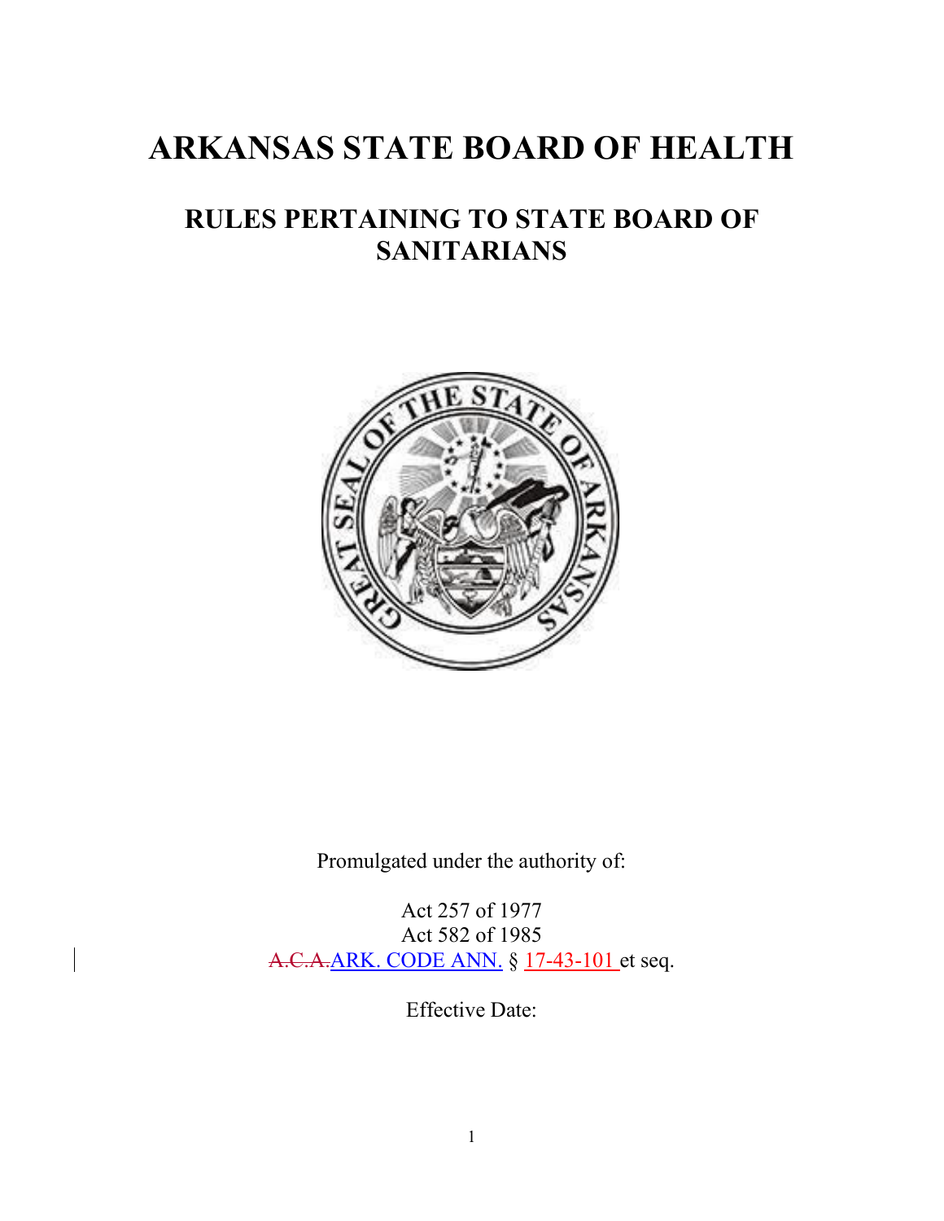# ARKANSAS STATE BOARD OF HEALTH

## RULES PERTAINING TO STATE BOARD OF SANITARIANS

Promulgated under the authority of:

Act 257 of 1977
Act 582 of 1985
~~A.C.A.~~ARK. CODE ANN. § 17-43-101 et seq.

Effective Date: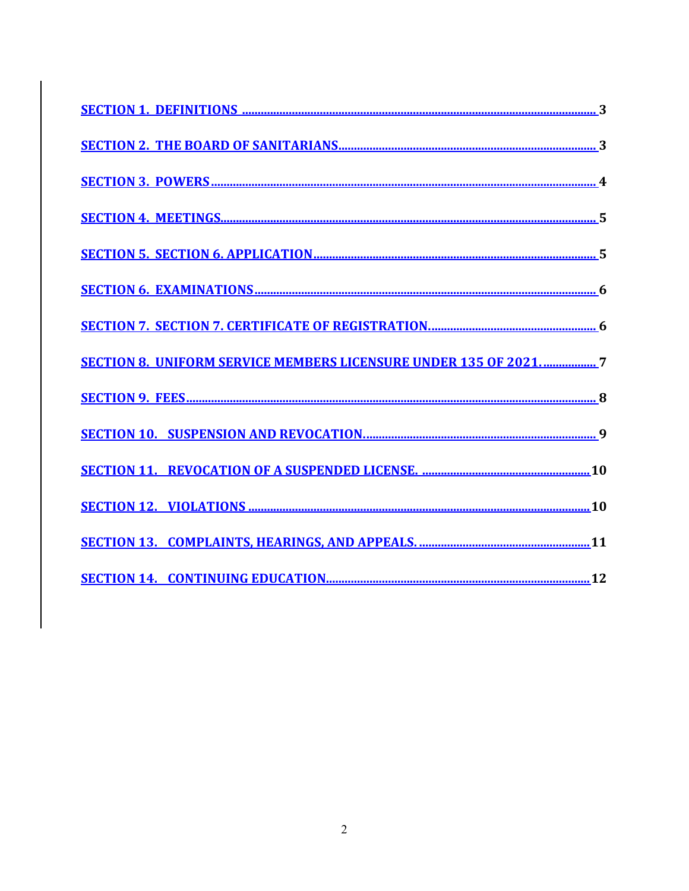SECTION 1. DEFINITIONS ............................................................................................................. 3

SECTION 2. THE BOARD OF SANITARIANS............................................................................... 3

SECTION 3. POWERS ...................................................................................................................... 4

SECTION 4. MEETINGS.................................................................................................................... 5

SECTION 5. SECTION 6. APPLICATION........................................................................................ 5

SECTION 6. EXAMINATIONS .......................................................................................................... 6

SECTION 7. SECTION 7. CERTIFICATE OF REGISTRATION.................................................... 6

SECTION 8. UNIFORM SERVICE MEMBERS LICENSURE UNDER 135 OF 2021. ................ 7

SECTION 9. FEES .............................................................................................................................. 8

SECTION 10. SUSPENSION AND REVOCATION.......................................................................... 9

SECTION 11. REVOCATION OF A SUSPENDED LICENSE. .................................................... 10

SECTION 12. VIOLATIONS ........................................................................................................... 10

SECTION 13. COMPLAINTS, HEARINGS, AND APPEALS. ...................................................... 11

SECTION 14. CONTINUING EDUCATION.................................................................................. 12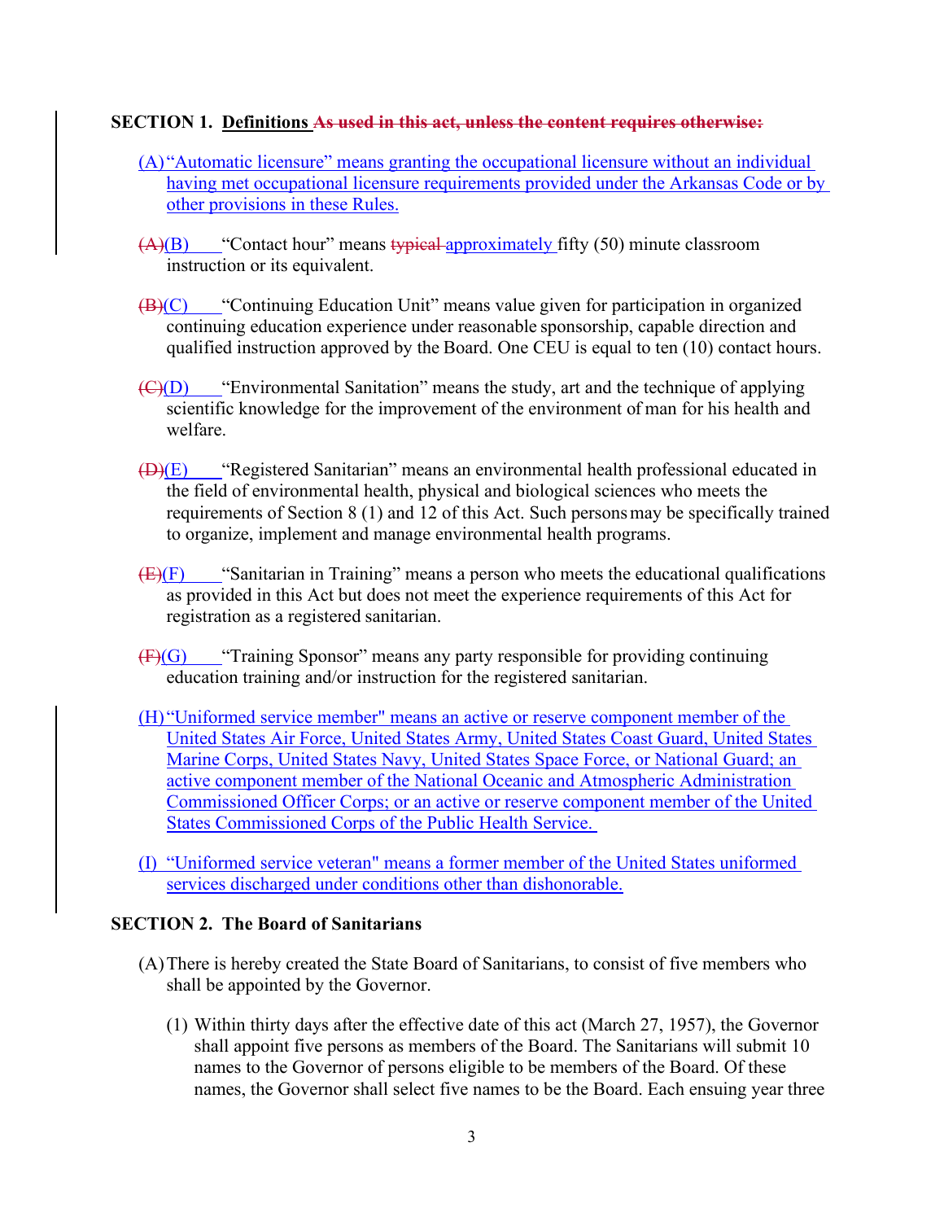**SECTION 1. Definitions** ~~As used in this act, unless the content requires otherwise:~~

(A) "Automatic licensure" means granting the occupational licensure without an individual having met occupational licensure requirements provided under the Arkansas Code or by other provisions in these Rules.

~~(A)~~(B) "Contact hour" means ~~typical~~ approximately fifty (50) minute classroom instruction or its equivalent.

~~(B)~~(C) "Continuing Education Unit" means value given for participation in organized continuing education experience under reasonable sponsorship, capable direction and qualified instruction approved by the Board. One CEU is equal to ten (10) contact hours.

~~(C)~~(D) "Environmental Sanitation" means the study, art and the technique of applying scientific knowledge for the improvement of the environment of man for his health and welfare.

~~(D)~~(E) "Registered Sanitarian" means an environmental health professional educated in the field of environmental health, physical and biological sciences who meets the requirements of Section 8 (1) and 12 of this Act. Such persons may be specifically trained to organize, implement and manage environmental health programs.

~~(E)~~(F) "Sanitarian in Training" means a person who meets the educational qualifications as provided in this Act but does not meet the experience requirements of this Act for registration as a registered sanitarian.

~~(F)~~(G) "Training Sponsor" means any party responsible for providing continuing education training and/or instruction for the registered sanitarian.

(H) "Uniformed service member" means an active or reserve component member of the United States Air Force, United States Army, United States Coast Guard, United States Marine Corps, United States Navy, United States Space Force, or National Guard; an active component member of the National Oceanic and Atmospheric Administration Commissioned Officer Corps; or an active or reserve component member of the United States Commissioned Corps of the Public Health Service.

(I) "Uniformed service veteran" means a former member of the United States uniformed services discharged under conditions other than dishonorable.

**SECTION 2. The Board of Sanitarians**

(A) There is hereby created the State Board of Sanitarians, to consist of five members who shall be appointed by the Governor.

(1) Within thirty days after the effective date of this act (March 27, 1957), the Governor shall appoint five persons as members of the Board. The Sanitarians will submit 10 names to the Governor of persons eligible to be members of the Board. Of these names, the Governor shall select five names to be the Board. Each ensuing year three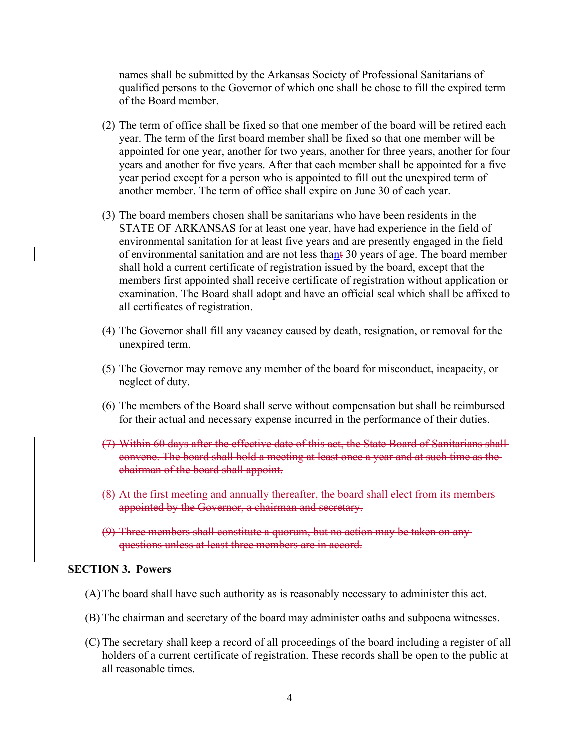names shall be submitted by the Arkansas Society of Professional Sanitarians of qualified persons to the Governor of which one shall be chose to fill the expired term of the Board member.

(2) The term of office shall be fixed so that one member of the board will be retired each year. The term of the first board member shall be fixed so that one member will be appointed for one year, another for two years, another for three years, another for four years and another for five years. After that each member shall be appointed for a five year period except for a person who is appointed to fill out the unexpired term of another member. The term of office shall expire on June 30 of each year.

(3) The board members chosen shall be sanitarians who have been residents in the STATE OF ARKANSAS for at least one year, have had experience in the field of environmental sanitation for at least five years and are presently engaged in the field of environmental sanitation and are not less than~~t~~ 30 years of age. The board member shall hold a current certificate of registration issued by the board, except that the members first appointed shall receive certificate of registration without application or examination. The Board shall adopt and have an official seal which shall be affixed to all certificates of registration.

(4) The Governor shall fill any vacancy caused by death, resignation, or removal for the unexpired term.

(5) The Governor may remove any member of the board for misconduct, incapacity, or neglect of duty.

(6) The members of the Board shall serve without compensation but shall be reimbursed for their actual and necessary expense incurred in the performance of their duties.

~~(7) Within 60 days after the effective date of this act, the State Board of Sanitarians shall convene. The board shall hold a meeting at least once a year and at such time as the chairman of the board shall appoint.~~

~~(8) At the first meeting and annually thereafter, the board shall elect from its members appointed by the Governor, a chairman and secretary.~~

~~(9) Three members shall constitute a quorum, but no action may be taken on any questions unless at least three members are in accord.~~

**SECTION 3. Powers**

(A) The board shall have such authority as is reasonably necessary to administer this act.

(B) The chairman and secretary of the board may administer oaths and subpoena witnesses.

(C) The secretary shall keep a record of all proceedings of the board including a register of all holders of a current certificate of registration. These records shall be open to the public at all reasonable times.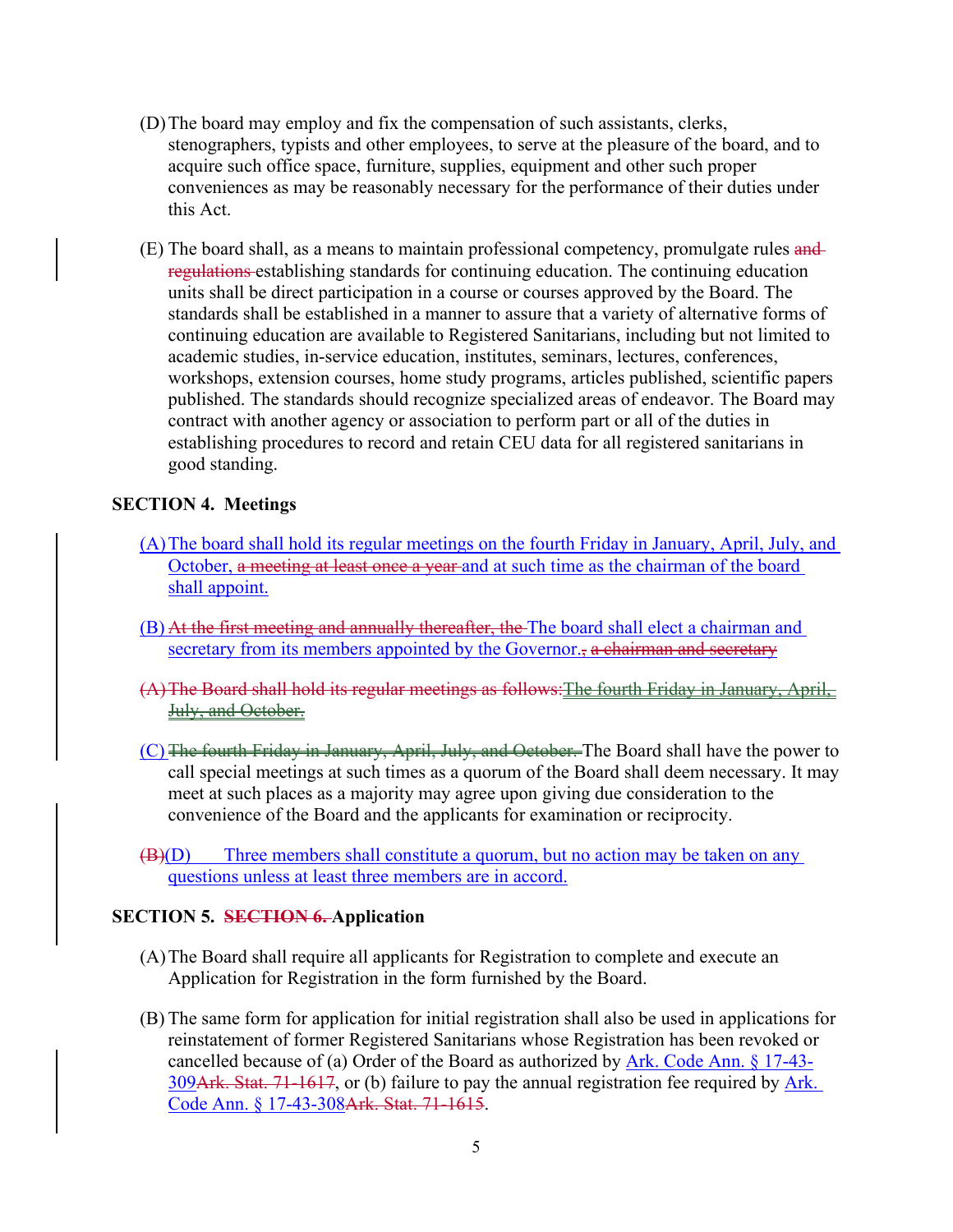(D) The board may employ and fix the compensation of such assistants, clerks, stenographers, typists and other employees, to serve at the pleasure of the board, and to acquire such office space, furniture, supplies, equipment and other such proper conveniences as may be reasonably necessary for the performance of their duties under this Act.

(E) The board shall, as a means to maintain professional competency, promulgate rules ~~and regulations~~ establishing standards for continuing education. The continuing education units shall be direct participation in a course or courses approved by the Board. The standards shall be established in a manner to assure that a variety of alternative forms of continuing education are available to Registered Sanitarians, including but not limited to academic studies, in-service education, institutes, seminars, lectures, conferences, workshops, extension courses, home study programs, articles published, scientific papers published. The standards should recognize specialized areas of endeavor. The Board may contract with another agency or association to perform part or all of the duties in establishing procedures to record and retain CEU data for all registered sanitarians in good standing.

**SECTION 4. Meetings**

(A) The board shall hold its regular meetings on the fourth Friday in January, April, July, and October, ~~a meeting at least once a year~~ and at such time as the chairman of the board shall appoint.

(B) ~~At the first meeting and annually thereafter, the~~ The board shall elect a chairman and secretary from its members appointed by the Governor.~~, a chairman and secretary~~

~~(A) The Board shall hold its regular meetings as follows: The fourth Friday in January, April, July, and October.~~

(C) ~~The fourth Friday in January, April, July, and October.~~ The Board shall have the power to call special meetings at such times as a quorum of the Board shall deem necessary. It may meet at such places as a majority may agree upon giving due consideration to the convenience of the Board and the applicants for examination or reciprocity.

~~(B)~~(D) Three members shall constitute a quorum, but no action may be taken on any questions unless at least three members are in accord.

**SECTION 5. ~~SECTION 6.~~ Application**

(A) The Board shall require all applicants for Registration to complete and execute an Application for Registration in the form furnished by the Board.

(B) The same form for application for initial registration shall also be used in applications for reinstatement of former Registered Sanitarians whose Registration has been revoked or cancelled because of (a) Order of the Board as authorized by Ark. Code Ann. § 17-43-309~~Ark. Stat. 71-1617~~, or (b) failure to pay the annual registration fee required by Ark. Code Ann. § 17-43-308~~Ark. Stat. 71-1615~~.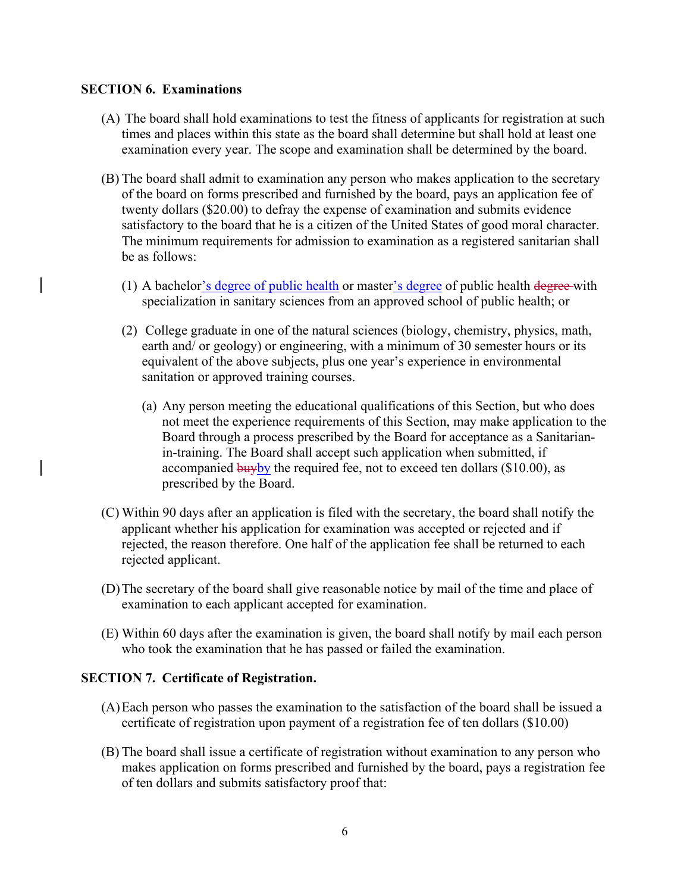**SECTION 6. Examinations**

(A) The board shall hold examinations to test the fitness of applicants for registration at such times and places within this state as the board shall determine but shall hold at least one examination every year. The scope and examination shall be determined by the board.

(B) The board shall admit to examination any person who makes application to the secretary of the board on forms prescribed and furnished by the board, pays an application fee of twenty dollars ($20.00) to defray the expense of examination and submits evidence satisfactory to the board that he is a citizen of the United States of good moral character. The minimum requirements for admission to examination as a registered sanitarian shall be as follows:

(1) A bachelor's degree of public health or master's degree of public health ~~degree~~ with specialization in sanitary sciences from an approved school of public health; or

(2) College graduate in one of the natural sciences (biology, chemistry, physics, math, earth and/ or geology) or engineering, with a minimum of 30 semester hours or its equivalent of the above subjects, plus one year's experience in environmental sanitation or approved training courses.

(a) Any person meeting the educational qualifications of this Section, but who does not meet the experience requirements of this Section, may make application to the Board through a process prescribed by the Board for acceptance as a Sanitarian-in-training. The Board shall accept such application when submitted, if accompanied ~~buy~~by the required fee, not to exceed ten dollars ($10.00), as prescribed by the Board.

(C) Within 90 days after an application is filed with the secretary, the board shall notify the applicant whether his application for examination was accepted or rejected and if rejected, the reason therefore. One half of the application fee shall be returned to each rejected applicant.

(D) The secretary of the board shall give reasonable notice by mail of the time and place of examination to each applicant accepted for examination.

(E) Within 60 days after the examination is given, the board shall notify by mail each person who took the examination that he has passed or failed the examination.

**SECTION 7. Certificate of Registration.**

(A) Each person who passes the examination to the satisfaction of the board shall be issued a certificate of registration upon payment of a registration fee of ten dollars ($10.00)

(B) The board shall issue a certificate of registration without examination to any person who makes application on forms prescribed and furnished by the board, pays a registration fee of ten dollars and submits satisfactory proof that: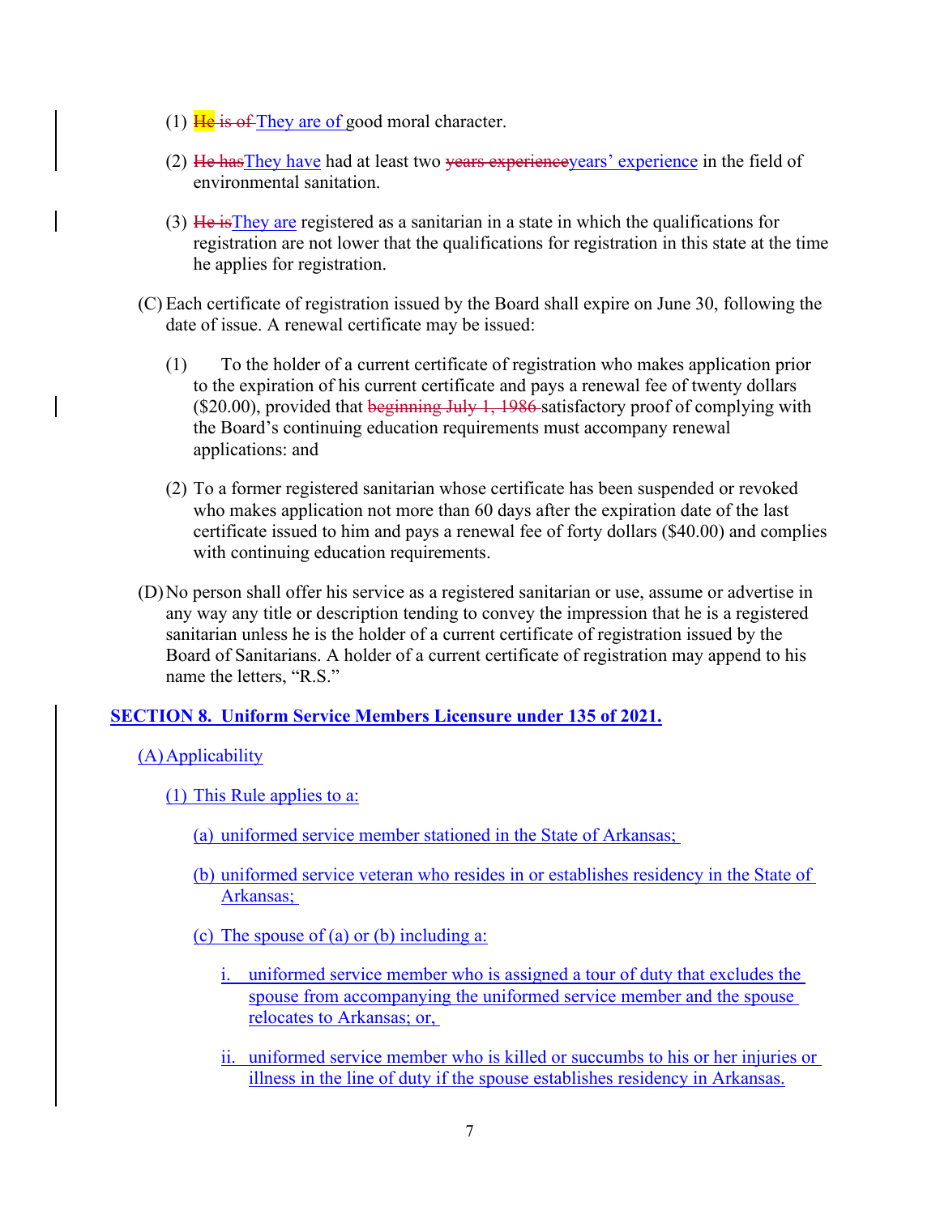(1) ~~He is of~~ They are of good moral character.

(2) ~~He has~~They have had at least two ~~years experience~~years' experience in the field of environmental sanitation.

(3) ~~He is~~They are registered as a sanitarian in a state in which the qualifications for registration are not lower that the qualifications for registration in this state at the time he applies for registration.

(C) Each certificate of registration issued by the Board shall expire on June 30, following the date of issue. A renewal certificate may be issued:

(1) To the holder of a current certificate of registration who makes application prior to the expiration of his current certificate and pays a renewal fee of twenty dollars ($20.00), provided that ~~beginning July 1, 1986~~ satisfactory proof of complying with the Board's continuing education requirements must accompany renewal applications: and

(2) To a former registered sanitarian whose certificate has been suspended or revoked who makes application not more than 60 days after the expiration date of the last certificate issued to him and pays a renewal fee of forty dollars ($40.00) and complies with continuing education requirements.

(D) No person shall offer his service as a registered sanitarian or use, assume or advertise in any way any title or description tending to convey the impression that he is a registered sanitarian unless he is the holder of a current certificate of registration issued by the Board of Sanitarians. A holder of a current certificate of registration may append to his name the letters, "R.S."

**SECTION 8. Uniform Service Members Licensure under 135 of 2021.**

(A) Applicability

(1) This Rule applies to a:

(a) uniformed service member stationed in the State of Arkansas;

(b) uniformed service veteran who resides in or establishes residency in the State of Arkansas;

(c) The spouse of (a) or (b) including a:

i. uniformed service member who is assigned a tour of duty that excludes the spouse from accompanying the uniformed service member and the spouse relocates to Arkansas; or,

ii. uniformed service member who is killed or succumbs to his or her injuries or illness in the line of duty if the spouse establishes residency in Arkansas.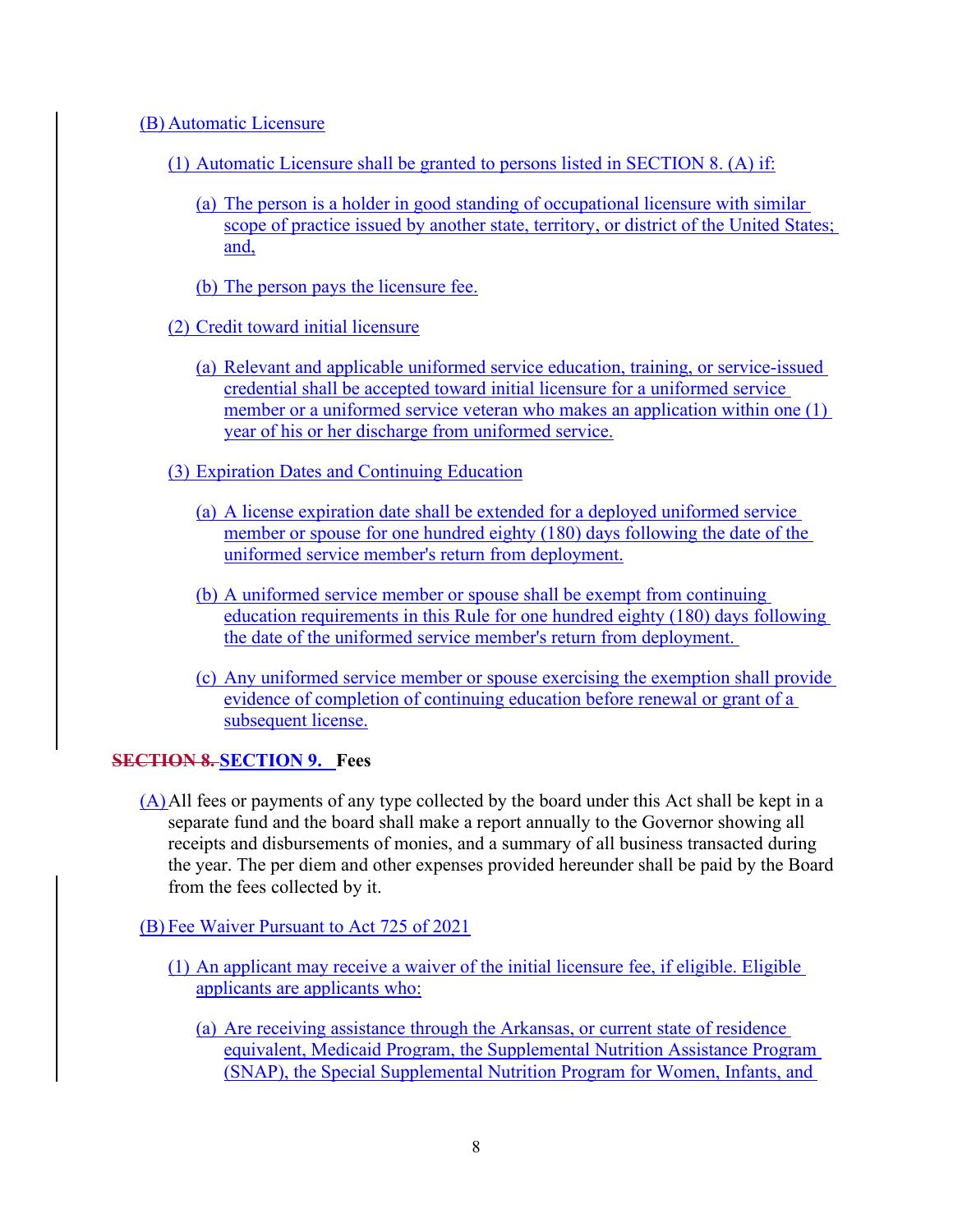(B) Automatic Licensure

(1) Automatic Licensure shall be granted to persons listed in SECTION 8. (A) if:

(a) The person is a holder in good standing of occupational licensure with similar scope of practice issued by another state, territory, or district of the United States; and,

(b) The person pays the licensure fee.

(2) Credit toward initial licensure

(a) Relevant and applicable uniformed service education, training, or service-issued credential shall be accepted toward initial licensure for a uniformed service member or a uniformed service veteran who makes an application within one (1) year of his or her discharge from uniformed service.

(3) Expiration Dates and Continuing Education

(a) A license expiration date shall be extended for a deployed uniformed service member or spouse for one hundred eighty (180) days following the date of the uniformed service member's return from deployment.

(b) A uniformed service member or spouse shall be exempt from continuing education requirements in this Rule for one hundred eighty (180) days following the date of the uniformed service member's return from deployment.

(c) Any uniformed service member or spouse exercising the exemption shall provide evidence of completion of continuing education before renewal or grant of a subsequent license.

**~~SECTION 8.~~ SECTION 9. Fees**

(A) All fees or payments of any type collected by the board under this Act shall be kept in a separate fund and the board shall make a report annually to the Governor showing all receipts and disbursements of monies, and a summary of all business transacted during the year. The per diem and other expenses provided hereunder shall be paid by the Board from the fees collected by it.

(B) Fee Waiver Pursuant to Act 725 of 2021

(1) An applicant may receive a waiver of the initial licensure fee, if eligible. Eligible applicants are applicants who:

(a) Are receiving assistance through the Arkansas, or current state of residence equivalent, Medicaid Program, the Supplemental Nutrition Assistance Program (SNAP), the Special Supplemental Nutrition Program for Women, Infants, and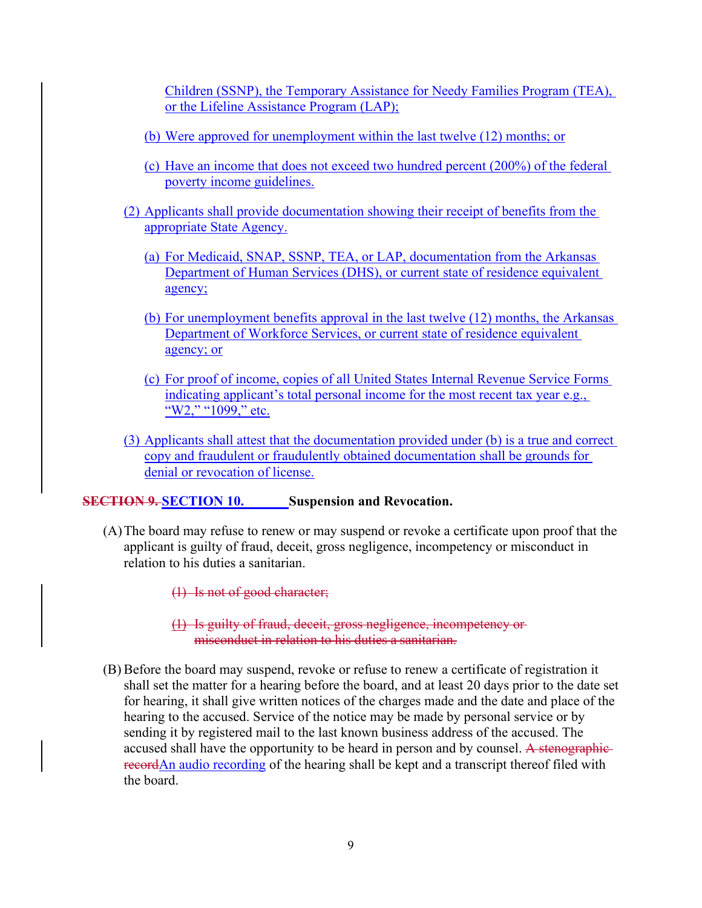Children (SSNP), the Temporary Assistance for Needy Families Program (TEA), or the Lifeline Assistance Program (LAP);

(b) Were approved for unemployment within the last twelve (12) months; or

(c) Have an income that does not exceed two hundred percent (200%) of the federal poverty income guidelines.

(2) Applicants shall provide documentation showing their receipt of benefits from the appropriate State Agency.

(a) For Medicaid, SNAP, SSNP, TEA, or LAP, documentation from the Arkansas Department of Human Services (DHS), or current state of residence equivalent agency;

(b) For unemployment benefits approval in the last twelve (12) months, the Arkansas Department of Workforce Services, or current state of residence equivalent agency; or

(c) For proof of income, copies of all United States Internal Revenue Service Forms indicating applicant's total personal income for the most recent tax year e.g., "W2," "1099," etc.

(3) Applicants shall attest that the documentation provided under (b) is a true and correct copy and fraudulent or fraudulently obtained documentation shall be grounds for denial or revocation of license.

**~~SECTION 9.~~ SECTION 10. Suspension and Revocation.**

(A) The board may refuse to renew or may suspend or revoke a certificate upon proof that the applicant is guilty of fraud, deceit, gross negligence, incompetency or misconduct in relation to his duties a sanitarian.

~~(1) Is not of good character;~~

~~(1) Is guilty of fraud, deceit, gross negligence, incompetency or misconduct in relation to his duties a sanitarian.~~

(B) Before the board may suspend, revoke or refuse to renew a certificate of registration it shall set the matter for a hearing before the board, and at least 20 days prior to the date set for hearing, it shall give written notices of the charges made and the date and place of the hearing to the accused. Service of the notice may be made by personal service or by sending it by registered mail to the last known business address of the accused. The accused shall have the opportunity to be heard in person and by counsel. ~~A stenographic record~~An audio recording of the hearing shall be kept and a transcript thereof filed with the board.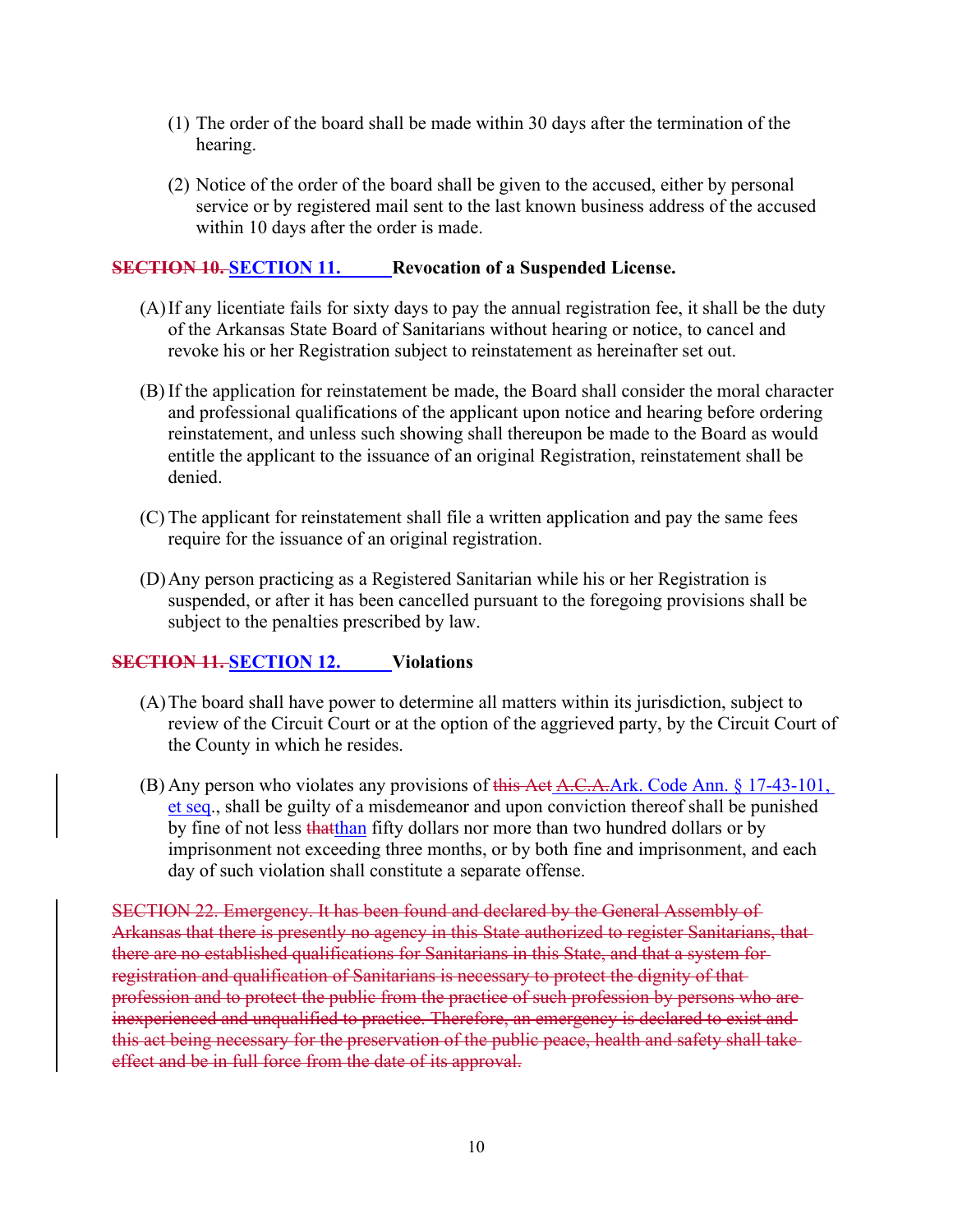(1) The order of the board shall be made within 30 days after the termination of the hearing.

(2) Notice of the order of the board shall be given to the accused, either by personal service or by registered mail sent to the last known business address of the accused within 10 days after the order is made.

**~~SECTION 10.~~ SECTION 11. Revocation of a Suspended License.**

(A) If any licentiate fails for sixty days to pay the annual registration fee, it shall be the duty of the Arkansas State Board of Sanitarians without hearing or notice, to cancel and revoke his or her Registration subject to reinstatement as hereinafter set out.

(B) If the application for reinstatement be made, the Board shall consider the moral character and professional qualifications of the applicant upon notice and hearing before ordering reinstatement, and unless such showing shall thereupon be made to the Board as would entitle the applicant to the issuance of an original Registration, reinstatement shall be denied.

(C) The applicant for reinstatement shall file a written application and pay the same fees require for the issuance of an original registration.

(D) Any person practicing as a Registered Sanitarian while his or her Registration is suspended, or after it has been cancelled pursuant to the foregoing provisions shall be subject to the penalties prescribed by law.

**~~SECTION 11.~~ SECTION 12. Violations**

(A) The board shall have power to determine all matters within its jurisdiction, subject to review of the Circuit Court or at the option of the aggrieved party, by the Circuit Court of the County in which he resides.

(B) Any person who violates any provisions of ~~this Act~~ ~~A.C.A.~~Ark. Code Ann. § 17-43-101, et seq., shall be guilty of a misdemeanor and upon conviction thereof shall be punished by fine of not less ~~that~~than fifty dollars nor more than two hundred dollars or by imprisonment not exceeding three months, or by both fine and imprisonment, and each day of such violation shall constitute a separate offense.

~~SECTION 22. Emergency. It has been found and declared by the General Assembly of Arkansas that there is presently no agency in this State authorized to register Sanitarians, that there are no established qualifications for Sanitarians in this State, and that a system for registration and qualification of Sanitarians is necessary to protect the dignity of that profession and to protect the public from the practice of such profession by persons who are inexperienced and unqualified to practice. Therefore, an emergency is declared to exist and this act being necessary for the preservation of the public peace, health and safety shall take effect and be in full force from the date of its approval.~~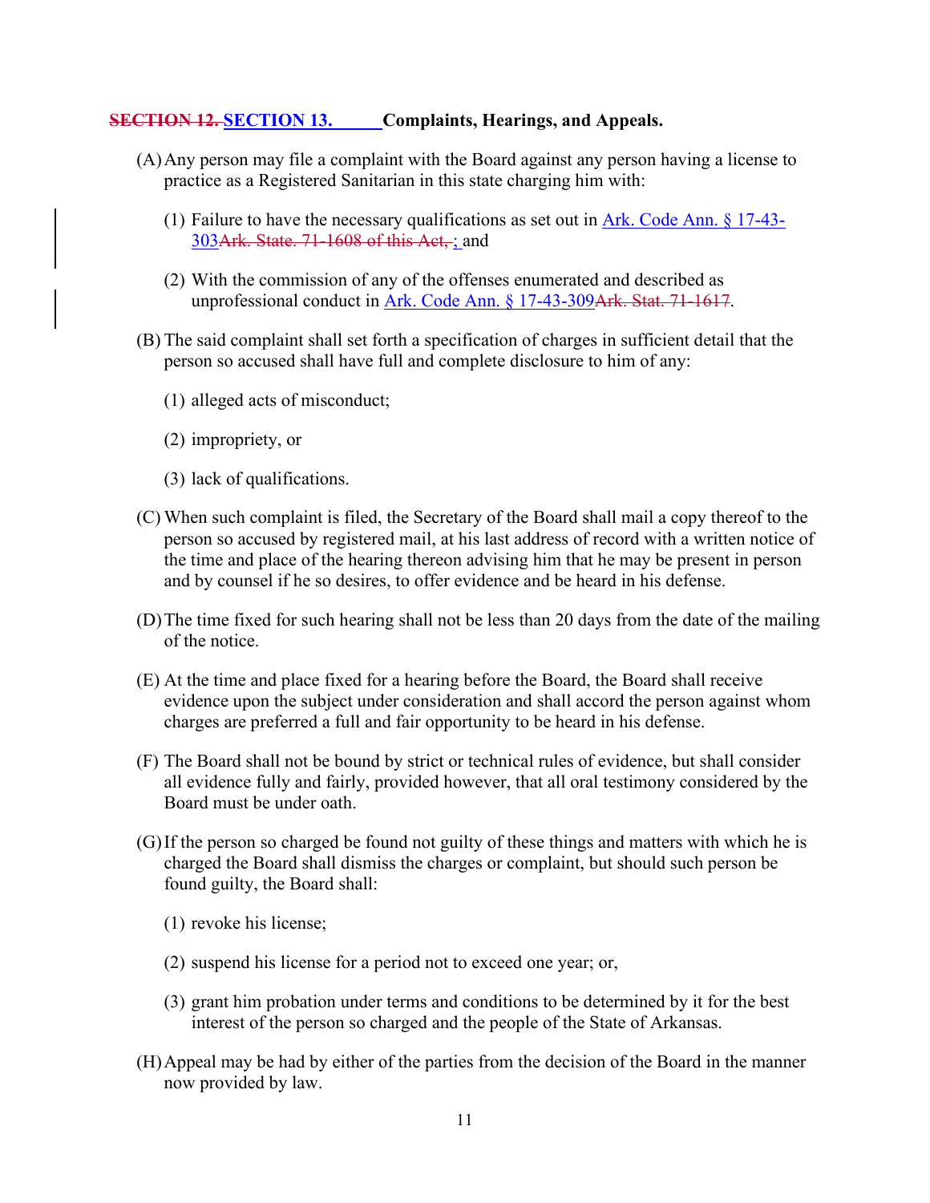## ~~SECTION 12.~~ SECTION 13. Complaints, Hearings, and Appeals.

(A) Any person may file a complaint with the Board against any person having a license to practice as a Registered Sanitarian in this state charging him with:

   (1) Failure to have the necessary qualifications as set out in Ark. Code Ann. § 17-43-303~~Ark. State. 71-1608 of this Act,~~ ; and

   (2) With the commission of any of the offenses enumerated and described as unprofessional conduct in Ark. Code Ann. § 17-43-309~~Ark. Stat. 71-1617~~.

(B) The said complaint shall set forth a specification of charges in sufficient detail that the person so accused shall have full and complete disclosure to him of any:

   (1) alleged acts of misconduct;

   (2) impropriety, or

   (3) lack of qualifications.

(C) When such complaint is filed, the Secretary of the Board shall mail a copy thereof to the person so accused by registered mail, at his last address of record with a written notice of the time and place of the hearing thereon advising him that he may be present in person and by counsel if he so desires, to offer evidence and be heard in his defense.

(D) The time fixed for such hearing shall not be less than 20 days from the date of the mailing of the notice.

(E) At the time and place fixed for a hearing before the Board, the Board shall receive evidence upon the subject under consideration and shall accord the person against whom charges are preferred a full and fair opportunity to be heard in his defense.

(F) The Board shall not be bound by strict or technical rules of evidence, but shall consider all evidence fully and fairly, provided however, that all oral testimony considered by the Board must be under oath.

(G) If the person so charged be found not guilty of these things and matters with which he is charged the Board shall dismiss the charges or complaint, but should such person be found guilty, the Board shall:

   (1) revoke his license;

   (2) suspend his license for a period not to exceed one year; or,

   (3) grant him probation under terms and conditions to be determined by it for the best interest of the person so charged and the people of the State of Arkansas.

(H) Appeal may be had by either of the parties from the decision of the Board in the manner now provided by law.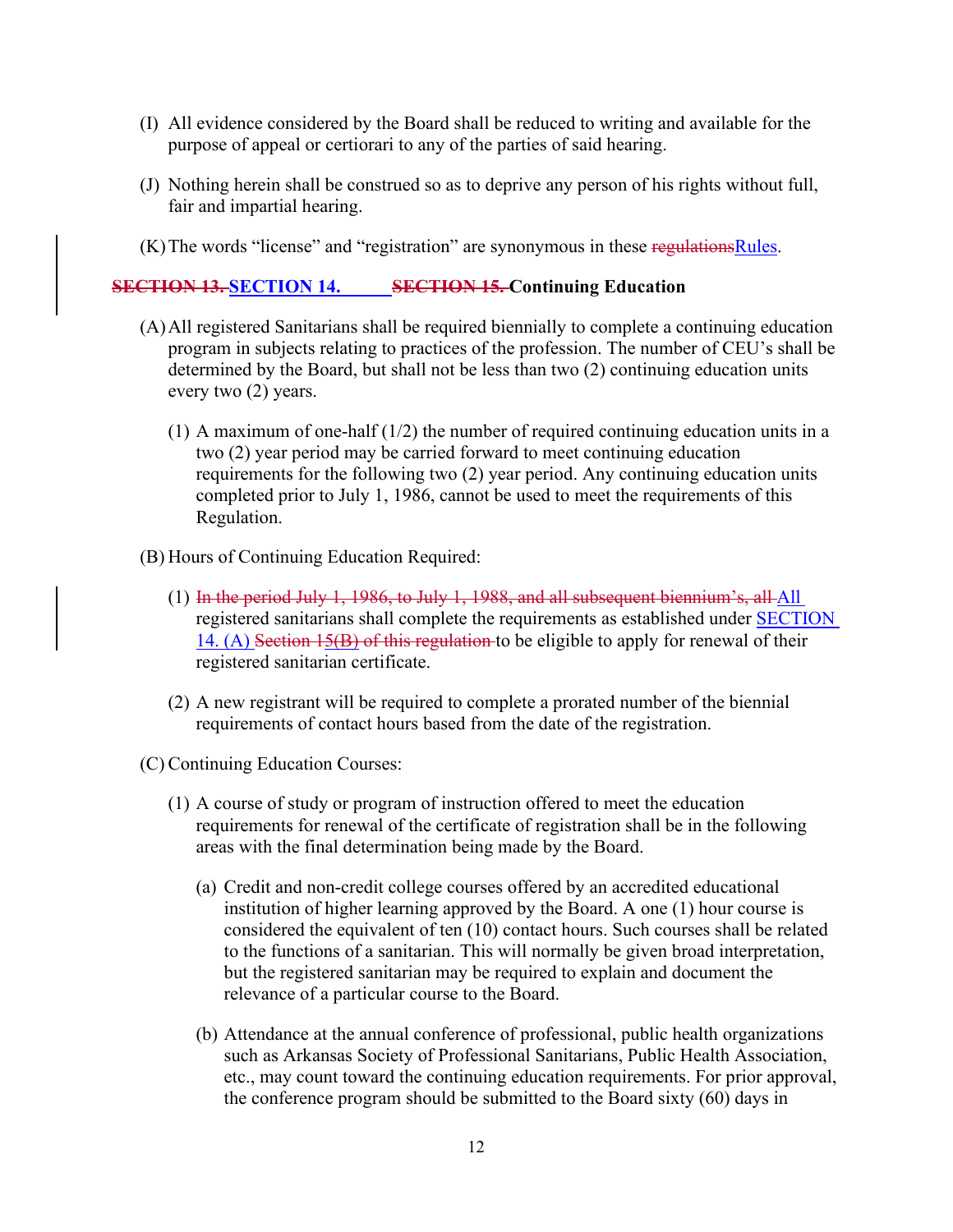(I) All evidence considered by the Board shall be reduced to writing and available for the purpose of appeal or certiorari to any of the parties of said hearing.

(J) Nothing herein shall be construed so as to deprive any person of his rights without full, fair and impartial hearing.

(K) The words "license" and "registration" are synonymous in these ~~regulations~~Rules.

## ~~SECTION 13.~~ SECTION 14. ~~SECTION 15.~~ Continuing Education

(A) All registered Sanitarians shall be required biennially to complete a continuing education program in subjects relating to practices of the profession. The number of CEU's shall be determined by the Board, but shall not be less than two (2) continuing education units every two (2) years.

   (1) A maximum of one-half (1/2) the number of required continuing education units in a two (2) year period may be carried forward to meet continuing education requirements for the following two (2) year period. Any continuing education units completed prior to July 1, 1986, cannot be used to meet the requirements of this Regulation.

(B) Hours of Continuing Education Required:

   (1) ~~In the period July 1, 1986, to July 1, 1988, and all subsequent biennium's, all~~ All registered sanitarians shall complete the requirements as established under SECTION 14. (A) ~~Section 15(B) of this regulation~~ to be eligible to apply for renewal of their registered sanitarian certificate.

   (2) A new registrant will be required to complete a prorated number of the biennial requirements of contact hours based from the date of the registration.

(C) Continuing Education Courses:

   (1) A course of study or program of instruction offered to meet the education requirements for renewal of the certificate of registration shall be in the following areas with the final determination being made by the Board.

      (a) Credit and non-credit college courses offered by an accredited educational institution of higher learning approved by the Board. A one (1) hour course is considered the equivalent of ten (10) contact hours. Such courses shall be related to the functions of a sanitarian. This will normally be given broad interpretation, but the registered sanitarian may be required to explain and document the relevance of a particular course to the Board.

      (b) Attendance at the annual conference of professional, public health organizations such as Arkansas Society of Professional Sanitarians, Public Health Association, etc., may count toward the continuing education requirements. For prior approval, the conference program should be submitted to the Board sixty (60) days in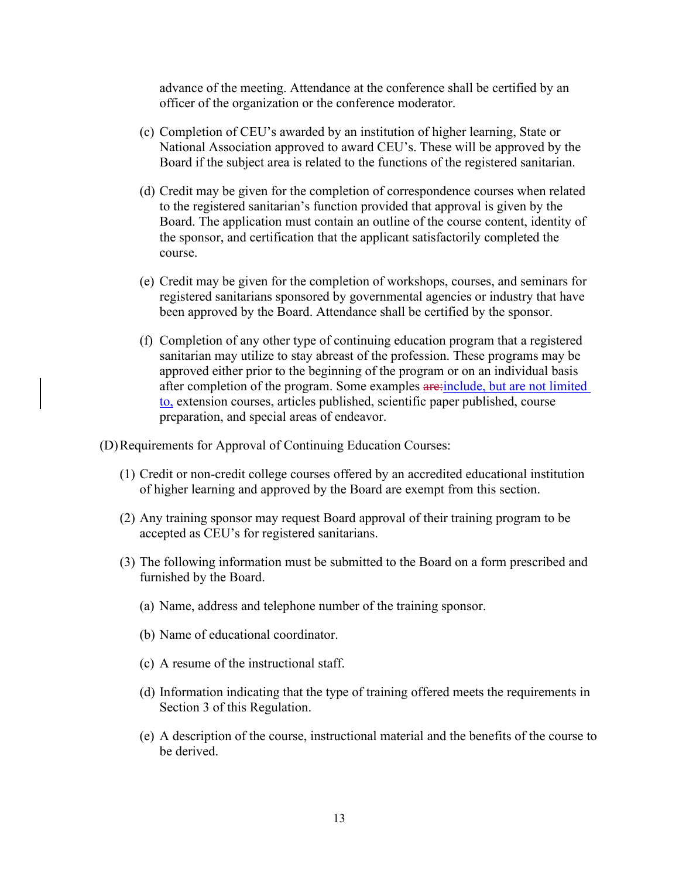advance of the meeting. Attendance at the conference shall be certified by an officer of the organization or the conference moderator.

(c) Completion of CEU's awarded by an institution of higher learning, State or National Association approved to award CEU's. These will be approved by the Board if the subject area is related to the functions of the registered sanitarian.

(d) Credit may be given for the completion of correspondence courses when related to the registered sanitarian's function provided that approval is given by the Board. The application must contain an outline of the course content, identity of the sponsor, and certification that the applicant satisfactorily completed the course.

(e) Credit may be given for the completion of workshops, courses, and seminars for registered sanitarians sponsored by governmental agencies or industry that have been approved by the Board. Attendance shall be certified by the sponsor.

(f) Completion of any other type of continuing education program that a registered sanitarian may utilize to stay abreast of the profession. These programs may be approved either prior to the beginning of the program or on an individual basis after completion of the program. Some examples ~~are:~~include, but are not limited to, extension courses, articles published, scientific paper published, course preparation, and special areas of endeavor.

(D) Requirements for Approval of Continuing Education Courses:

(1) Credit or non-credit college courses offered by an accredited educational institution of higher learning and approved by the Board are exempt from this section.

(2) Any training sponsor may request Board approval of their training program to be accepted as CEU's for registered sanitarians.

(3) The following information must be submitted to the Board on a form prescribed and furnished by the Board.

(a) Name, address and telephone number of the training sponsor.

(b) Name of educational coordinator.

(c) A resume of the instructional staff.

(d) Information indicating that the type of training offered meets the requirements in Section 3 of this Regulation.

(e) A description of the course, instructional material and the benefits of the course to be derived.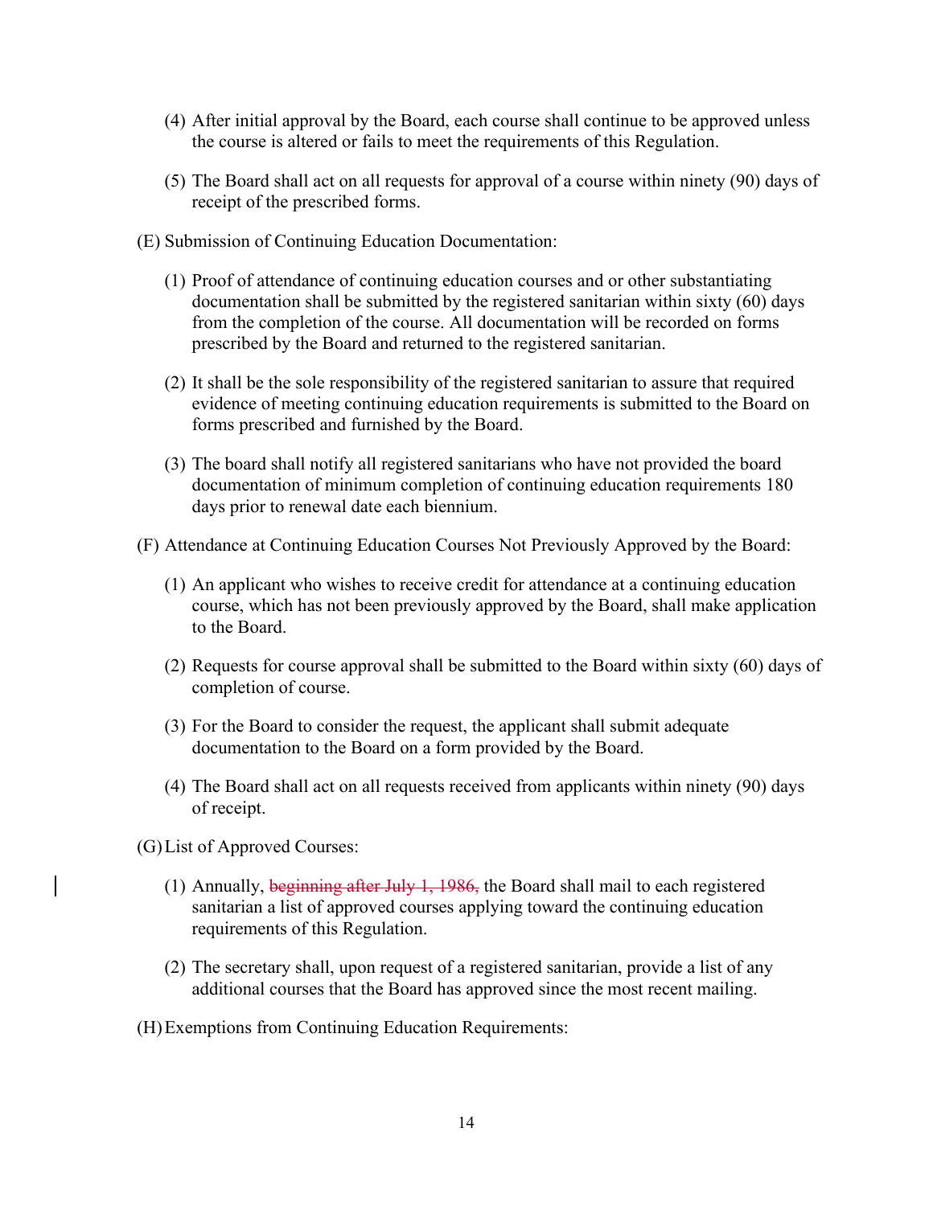(4) After initial approval by the Board, each course shall continue to be approved unless the course is altered or fails to meet the requirements of this Regulation.

(5) The Board shall act on all requests for approval of a course within ninety (90) days of receipt of the prescribed forms.

(E) Submission of Continuing Education Documentation:

(1) Proof of attendance of continuing education courses and or other substantiating documentation shall be submitted by the registered sanitarian within sixty (60) days from the completion of the course. All documentation will be recorded on forms prescribed by the Board and returned to the registered sanitarian.

(2) It shall be the sole responsibility of the registered sanitarian to assure that required evidence of meeting continuing education requirements is submitted to the Board on forms prescribed and furnished by the Board.

(3) The board shall notify all registered sanitarians who have not provided the board documentation of minimum completion of continuing education requirements 180 days prior to renewal date each biennium.

(F) Attendance at Continuing Education Courses Not Previously Approved by the Board:

(1) An applicant who wishes to receive credit for attendance at a continuing education course, which has not been previously approved by the Board, shall make application to the Board.

(2) Requests for course approval shall be submitted to the Board within sixty (60) days of completion of course.

(3) For the Board to consider the request, the applicant shall submit adequate documentation to the Board on a form provided by the Board.

(4) The Board shall act on all requests received from applicants within ninety (90) days of receipt.

(G) List of Approved Courses:

(1) Annually, ~~beginning after July 1, 1986,~~ the Board shall mail to each registered sanitarian a list of approved courses applying toward the continuing education requirements of this Regulation.

(2) The secretary shall, upon request of a registered sanitarian, provide a list of any additional courses that the Board has approved since the most recent mailing.

(H) Exemptions from Continuing Education Requirements: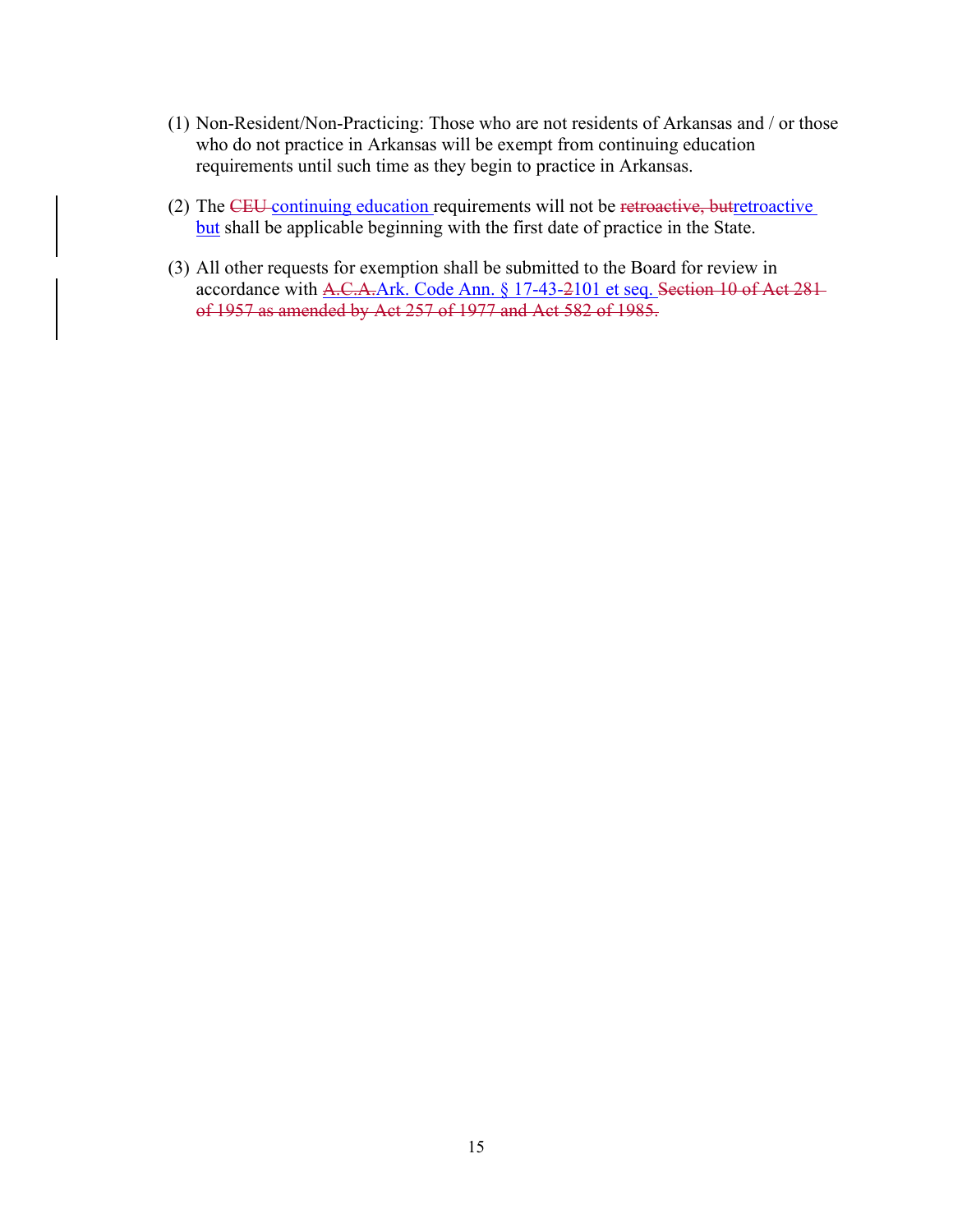(1) Non-Resident/Non-Practicing: Those who are not residents of Arkansas and / or those who do not practice in Arkansas will be exempt from continuing education requirements until such time as they begin to practice in Arkansas.

(2) The ~~CEU~~ continuing education requirements will not be ~~retroactive, but~~retroactive but shall be applicable beginning with the first date of practice in the State.

(3) All other requests for exemption shall be submitted to the Board for review in accordance with ~~A.C.A.~~Ark. Code Ann. § 17-43-~~2~~101 et seq. ~~Section 10 of Act 281 of 1957 as amended by Act 257 of 1977 and Act 582 of 1985.~~